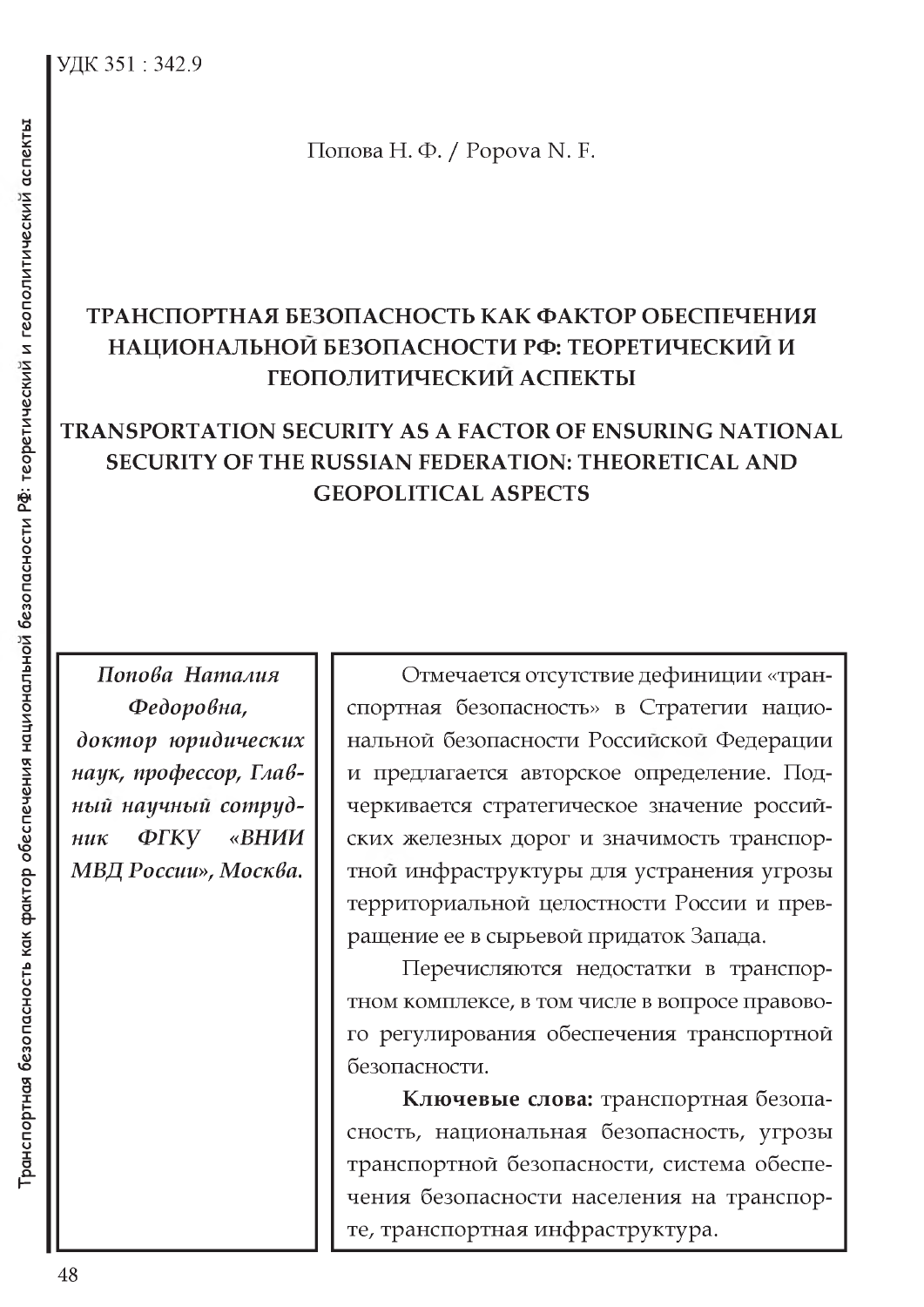УДК 351 : 342.9

Попова Н. Ф. / Popova N. F.

# ТРАНСПОРТНАЯ БЕЗОПАСНОСТЬ КАК ФАКТОР ОБЕСПЕЧЕНИЯ НАЦИОНАЛЬНОЙ БЕЗОПАСНОСТИ РФ: ТЕОРЕТИЧЕСКИЙ И ГЕОПОЛИТИЧЕСКИЙ АСПЕКТЫ

# TRANSPORTATION SECURITY AS A FACTOR OF ENSURING NATIONAL SECURITY OF THE RUSSIAN FEDERATION: THEORETICAL AND GEOPOLITICAL ASPECTS

***Попова Наталия Федоровна,* доктор юридических наук, профессор, Главный научный сотрудник ФГКУ «ВНИИ МВД России», Москва.**

Отмечается отсутствие дефиниции «транспортная безопасность» в Стратегии национальной безопасности Российской Федерации и предлагается авторское определение. Подчеркивается стратегическое значение российских железных дорог и значимость транспортной инфраструктуры для устранения угрозы территориальной целостности России и превращение ее в сырьевой придаток Запада.

Перечисляются недостатки в транспортном комплексе, в том числе в вопросе правового регулирования обеспечения транспортной безопасности.

**Ключевые слова:** транспортная безопасность, национальная безопасность, угрозы транспортной безопасности, система обеспечения безопасности населения на транспорте, транспортная инфраструктура.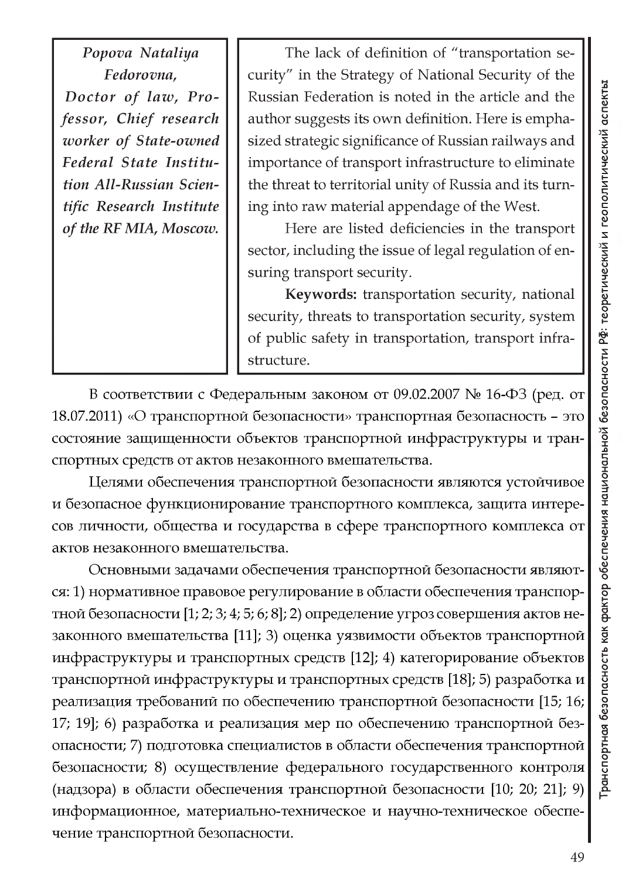*Popova Nataliya Fedorovna,*
*Doctor of law, Professor, Chief research worker of State-owned Federal State Institution All-Russian Scientific Research Institute of the RF MIA, Moscow.*

The lack of definition of “transportation security” in the Strategy of National Security of the Russian Federation is noted in the article and the author suggests its own definition. Here is emphasized strategic significance of Russian railways and importance of transport infrastructure to eliminate the threat to territorial unity of Russia and its turning into raw material appendage of the West.

Here are listed deficiencies in the transport sector, including the issue of legal regulation of ensuring transport security.

**Keywords:** transportation security, national security, threats to transportation security, system of public safety in transportation, transport infrastructure.

В соответствии с Федеральным законом от 09.02.2007 № 16-ФЗ (ред. от 18.07.2011) «О транспортной безопасности» транспортная безопасность – это состояние защищенности объектов транспортной инфраструктуры и транспортных средств от актов незаконного вмешательства.

Целями обеспечения транспортной безопасности являются устойчивое и безопасное функционирование транспортного комплекса, защита интересов личности, общества и государства в сфере транспортного комплекса от актов незаконного вмешательства.

Основными задачами обеспечения транспортной безопасности являются: 1) нормативное правовое регулирование в области обеспечения транспортной безопасности [1; 2; 3; 4; 5; 6; 8]; 2) определение угроз совершения актов незаконного вмешательства [11]; 3) оценка уязвимости объектов транспортной инфраструктуры и транспортных средств [12]; 4) категорирование объектов транспортной инфраструктуры и транспортных средств [18]; 5) разработка и реализация требований по обеспечению транспортной безопасности [15; 16; 17; 19]; 6) разработка и реализация мер по обеспечению транспортной безопасности; 7) подготовка специалистов в области обеспечения транспортной безопасности; 8) осуществление федерального государственного контроля (надзора) в области обеспечения транспортной безопасности [10; 20; 21]; 9) информационное, материально-техническое и научно-техническое обеспечение транспортной безопасности.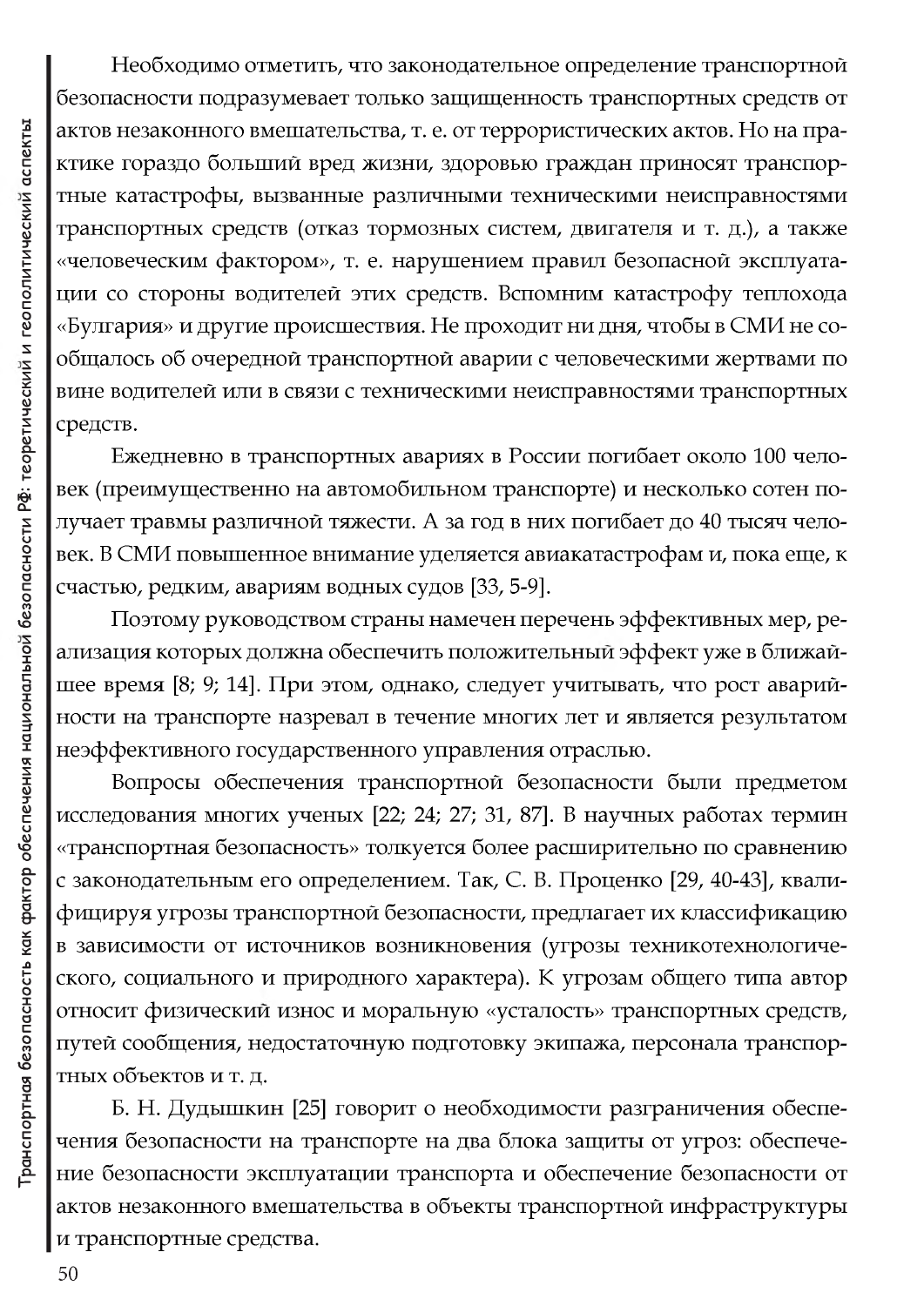Необходимо отметить, что законодательное определение транспортной безопасности подразумевает только защищенность транспортных средств от актов незаконного вмешательства, т. е. от террористических актов. Но на практике гораздо больший вред жизни, здоровью граждан приносят транспортные катастрофы, вызванные различными техническими неисправностями транспортных средств (отказ тормозных систем, двигателя и т. д.), а также «человеческим фактором», т. е. нарушением правил безопасной эксплуатации со стороны водителей этих средств. Вспомним катастрофу теплохода «Булгария» и другие происшествия. Не проходит ни дня, чтобы в СМИ не сообщалось об очередной транспортной аварии с человеческими жертвами по вине водителей или в связи с техническими неисправностями транспортных средств.

Ежедневно в транспортных авариях в России погибает около 100 человек (преимущественно на автомобильном транспорте) и несколько сотен получает травмы различной тяжести. А за год в них погибает до 40 тысяч человек. В СМИ повышенное внимание уделяется авиакатастрофам и, пока еще, к счастью, редким, авариям водных судов [33, 5-9].

Поэтому руководством страны намечен перечень эффективных мер, реализация которых должна обеспечить положительный эффект уже в ближайшее время [8; 9; 14]. При этом, однако, следует учитывать, что рост аварийности на транспорте назревал в течение многих лет и является результатом неэффективного государственного управления отраслью.

Вопросы обеспечения транспортной безопасности были предметом исследования многих ученых [22; 24; 27; 31, 87]. В научных работах термин «транспортная безопасность» толкуется более расширительно по сравнению с законодательным его определением. Так, С. В. Проценко [29, 40-43], квалифицируя угрозы транспортной безопасности, предлагает их классификацию в зависимости от источников возникновения (угрозы техникотехнологического, социального и природного характера). К угрозам общего типа автор относит физический износ и моральную «усталость» транспортных средств, путей сообщения, недостаточную подготовку экипажа, персонала транспортных объектов и т. д.

Б. Н. Дудышкин [25] говорит о необходимости разграничения обеспечения безопасности на транспорте на два блока защиты от угроз: обеспечение безопасности эксплуатации транспорта и обеспечение безопасности от актов незаконного вмешательства в объекты транспортной инфраструктуры и транспортные средства.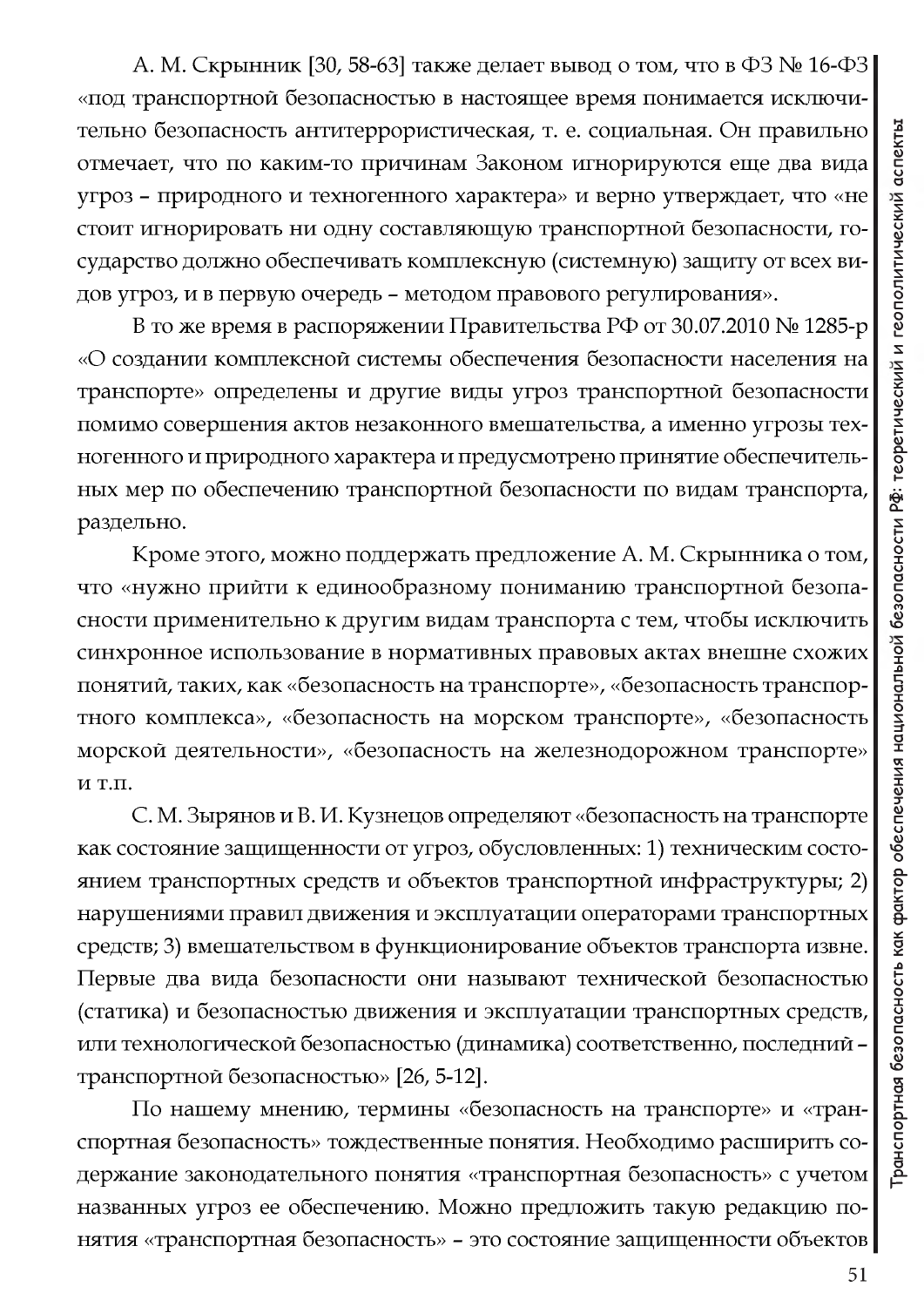А. М. Скрынник [30, 58-63] также делает вывод о том, что в ФЗ № 16-ФЗ «под транспортной безопасностью в настоящее время понимается исключительно безопасность антитеррористическая, т. е. социальная. Он правильно отмечает, что по каким-то причинам Законом игнорируются еще два вида угроз – природного и техногенного характера» и верно утверждает, что «не стоит игнорировать ни одну составляющую транспортной безопасности, государство должно обеспечивать комплексную (системную) защиту от всех видов угроз, и в первую очередь – методом правового регулирования».

В то же время в распоряжении Правительства РФ от 30.07.2010 № 1285-р «О создании комплексной системы обеспечения безопасности населения на транспорте» определены и другие виды угроз транспортной безопасности помимо совершения актов незаконного вмешательства, а именно угрозы техногенного и природного характера и предусмотрено принятие обеспечительных мер по обеспечению транспортной безопасности по видам транспорта, раздельно.

Кроме этого, можно поддержать предложение А. М. Скрынника о том, что «нужно прийти к единообразному пониманию транспортной безопасности применительно к другим видам транспорта с тем, чтобы исключить синхронное использование в нормативных правовых актах внешне схожих понятий, таких, как «безопасность на транспорте», «безопасность транспортного комплекса», «безопасность на морском транспорте», «безопасность морской деятельности», «безопасность на железнодорожном транспорте» и т.п.

С. М. Зырянов и В. И. Кузнецов определяют «безопасность на транспорте как состояние защищенности от угроз, обусловленных: 1) техническим состоянием транспортных средств и объектов транспортной инфраструктуры; 2) нарушениями правил движения и эксплуатации операторами транспортных средств; 3) вмешательством в функционирование объектов транспорта извне. Первые два вида безопасности они называют технической безопасностью (статика) и безопасностью движения и эксплуатации транспортных средств, или технологической безопасностью (динамика) соответственно, последний – транспортной безопасностью» [26, 5-12].

По нашему мнению, термины «безопасность на транспорте» и «транспортная безопасность» тождественные понятия. Необходимо расширить содержание законодательного понятия «транспортная безопасность» с учетом названных угроз ее обеспечению. Можно предложить такую редакцию понятия «транспортная безопасность» – это состояние защищенности объектов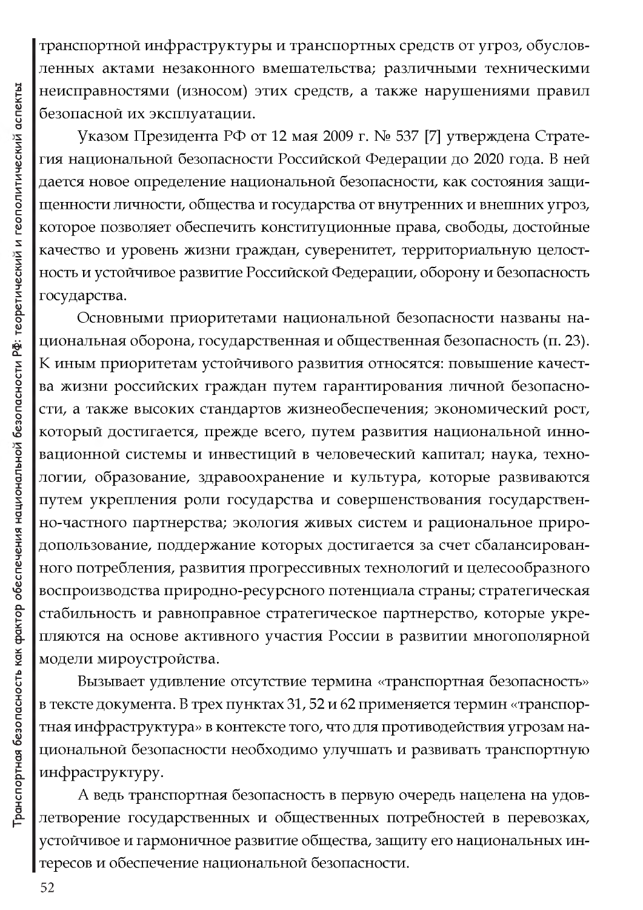транспортной инфраструктуры и транспортных средств от угроз, обусловленных актами незаконного вмешательства; различными техническими неисправностями (износом) этих средств, а также нарушениями правил безопасной их эксплуатации.

Указом Президента РФ от 12 мая 2009 г. № 537 [7] утверждена Стратегия национальной безопасности Российской Федерации до 2020 года. В ней дается новое определение национальной безопасности, как состояния защищенности личности, общества и государства от внутренних и внешних угроз, которое позволяет обеспечить конституционные права, свободы, достойные качество и уровень жизни граждан, суверенитет, территориальную целостность и устойчивое развитие Российской Федерации, оборону и безопасность государства.

Основными приоритетами национальной безопасности названы национальная оборона, государственная и общественная безопасность (п. 23). К иным приоритетам устойчивого развития относятся: повышение качества жизни российских граждан путем гарантирования личной безопасности, а также высоких стандартов жизнеобеспечения; экономический рост, который достигается, прежде всего, путем развития национальной инновационной системы и инвестиций в человеческий капитал; наука, технологии, образование, здравоохранение и культура, которые развиваются путем укрепления роли государства и совершенствования государственно-частного партнерства; экология живых систем и рациональное природопользование, поддержание которых достигается за счет сбалансированного потребления, развития прогрессивных технологий и целесообразного воспроизводства природно-ресурсного потенциала страны; стратегическая стабильность и равноправное стратегическое партнерство, которые укрепляются на основе активного участия России в развитии многополярной модели мироустройства.

Вызывает удивление отсутствие термина «транспортная безопасность» в тексте документа. В трех пунктах 31, 52 и 62 применяется термин «транспортная инфраструктура» в контексте того, что для противодействия угрозам национальной безопасности необходимо улучшать и развивать транспортную инфраструктуру.

А ведь транспортная безопасность в первую очередь нацелена на удовлетворение государственных и общественных потребностей в перевозках, устойчивое и гармоничное развитие общества, защиту его национальных интересов и обеспечение национальной безопасности.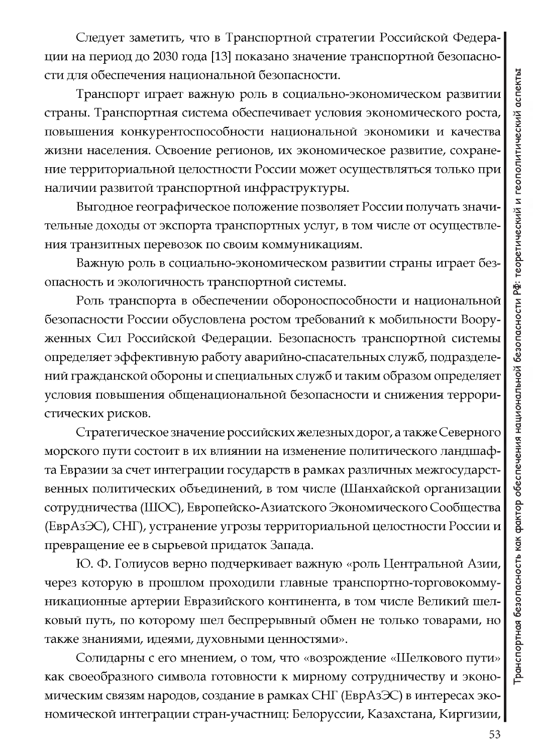Следует заметить, что в Транспортной стратегии Российской Федерации на период до 2030 года [13] показано значение транспортной безопасности для обеспечения национальной безопасности.

Транспорт играет важную роль в социально-экономическом развитии страны. Транспортная система обеспечивает условия экономического роста, повышения конкурентоспособности национальной экономики и качества жизни населения. Освоение регионов, их экономическое развитие, сохранение территориальной целостности России может осуществляться только при наличии развитой транспортной инфраструктуры.

Выгодное географическое положение позволяет России получать значительные доходы от экспорта транспортных услуг, в том числе от осуществления транзитных перевозок по своим коммуникациям.

Важную роль в социально-экономическом развитии страны играет безопасность и экологичность транспортной системы.

Роль транспорта в обеспечении обороноспособности и национальной безопасности России обусловлена ростом требований к мобильности Вооруженных Сил Российской Федерации. Безопасность транспортной системы определяет эффективную работу аварийно-спасательных служб, подразделений гражданской обороны и специальных служб и таким образом определяет условия повышения общенациональной безопасности и снижения террористических рисков.

Стратегическое значение российских железных дорог, а также Северного морского пути состоит в их влиянии на изменение политического ландшафта Евразии за счет интеграции государств в рамках различных межгосударственных политических объединений, в том числе (Шанхайской организации сотрудничества (ШОС), Европейско-Азиатского Экономического Сообщества (ЕврАзЭС), СНГ), устранение угрозы территориальной целостности России и превращение ее в сырьевой придаток Запада.

Ю. Ф. Голиусов верно подчеркивает важную «роль Центральной Азии, через которую в прошлом проходили главные транспортно-торговокоммуникационные артерии Евразийского континента, в том числе Великий шелковый путь, по которому шел беспрерывный обмен не только товарами, но также знаниями, идеями, духовными ценностями».

Солидарны с его мнением, о том, что «возрождение «Шелкового пути» как своеобразного символа готовности к мирному сотрудничеству и экономическим связям народов, создание в рамках СНГ (ЕврАзЭС) в интересах экономической интеграции стран-участниц: Белоруссии, Казахстана, Киргизии,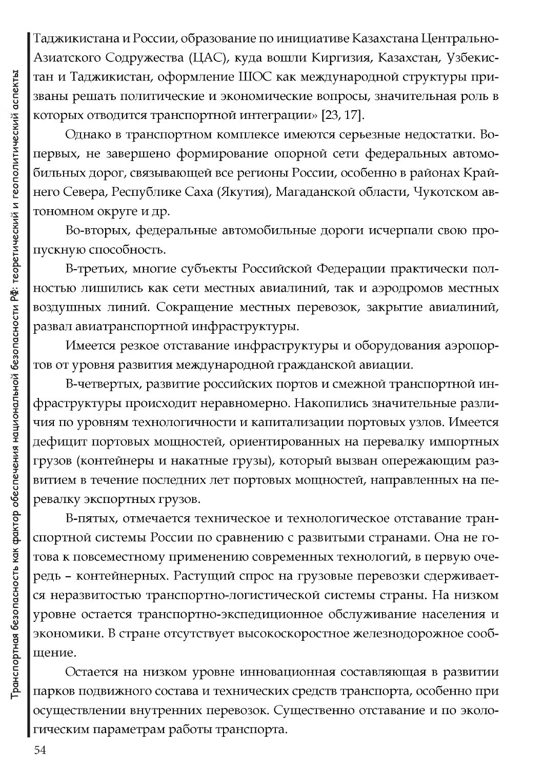Таджикистана и России, образование по инициативе Казахстана Центрально-Азиатского Содружества (ЦАС), куда вошли Киргизия, Казахстан, Узбекистан и Таджикистан, оформление ШОС как международной структуры призваны решать политические и экономические вопросы, значительная роль в которых отводится транспортной интеграции» [23, 17].

Однако в транспортном комплексе имеются серьезные недостатки. Во-первых, не завершено формирование опорной сети федеральных автомобильных дорог, связывающей все регионы России, особенно в районах Крайнего Севера, Республике Саха (Якутия), Магаданской области, Чукотском автономном округе и др.

Во-вторых, федеральные автомобильные дороги исчерпали свою пропускную способность.

В-третьих, многие субъекты Российской Федерации практически полностью лишились как сети местных авиалиний, так и аэродромов местных воздушных линий. Сокращение местных перевозок, закрытие авиалиний, развал авиатранспортной инфраструктуры.

Имеется резкое отставание инфраструктуры и оборудования аэропортов от уровня развития международной гражданской авиации.

В-четвертых, развитие российских портов и смежной транспортной инфраструктуры происходит неравномерно. Накопились значительные различия по уровням технологичности и капитализации портовых узлов. Имеется дефицит портовых мощностей, ориентированных на перевалку импортных грузов (контейнеры и накатные грузы), который вызван опережающим развитием в течение последних лет портовых мощностей, направленных на перевалку экспортных грузов.

В-пятых, отмечается техническое и технологическое отставание транспортной системы России по сравнению с развитыми странами. Она не готова к повсеместному применению современных технологий, в первую очередь – контейнерных. Растущий спрос на грузовые перевозки сдерживается неразвитостью транспортно-логистической системы страны. На низком уровне остается транспортно-экспедиционное обслуживание населения и экономики. В стране отсутствует высокоскоростное железнодорожное сообщение.

Остается на низком уровне инновационная составляющая в развитии парков подвижного состава и технических средств транспорта, особенно при осуществлении внутренних перевозок. Существенно отставание и по экологическим параметрам работы транспорта.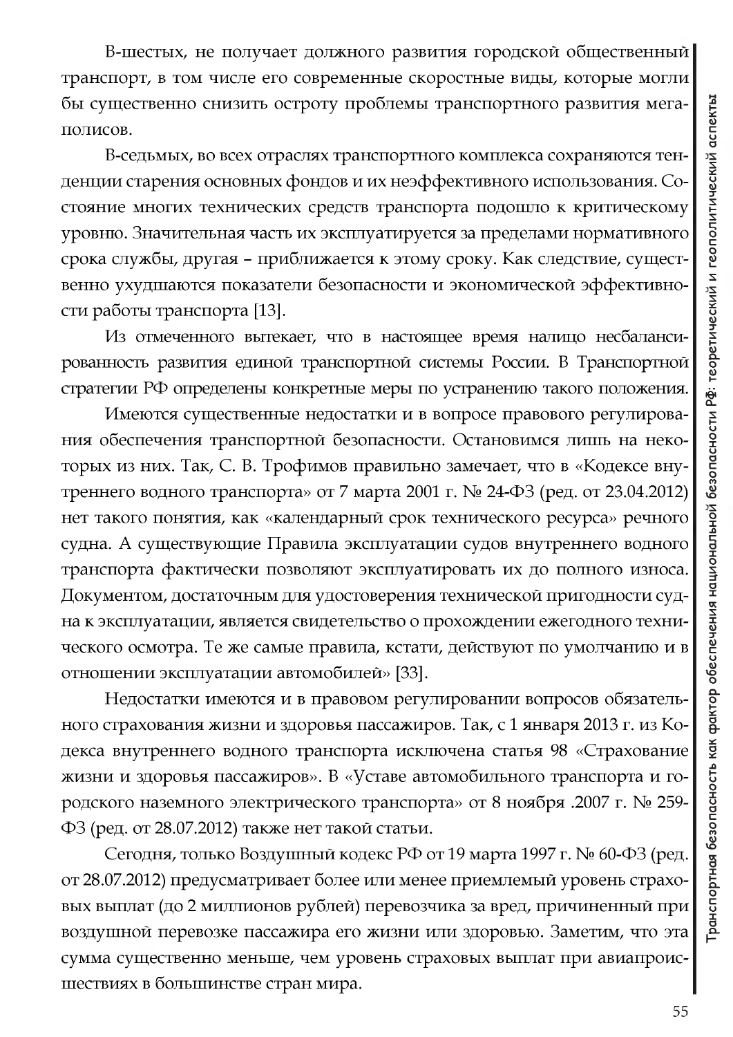В-шестых, не получает должного развития городской общественный транспорт, в том числе его современные скоростные виды, которые могли бы существенно снизить остроту проблемы транспортного развития мегаполисов.

В-седьмых, во всех отраслях транспортного комплекса сохраняются тенденции старения основных фондов и их неэффективного использования. Состояние многих технических средств транспорта подошло к критическому уровню. Значительная часть их эксплуатируется за пределами нормативного срока службы, другая – приближается к этому сроку. Как следствие, существенно ухудшаются показатели безопасности и экономической эффективности работы транспорта [13].

Из отмеченного вытекает, что в настоящее время налицо несбалансированность развития единой транспортной системы России. В Транспортной стратегии РФ определены конкретные меры по устранению такого положения.

Имеются существенные недостатки и в вопросе правового регулирования обеспечения транспортной безопасности. Остановимся лишь на некоторых из них. Так, С. В. Трофимов правильно замечает, что в «Кодексе внутреннего водного транспорта» от 7 марта 2001 г. № 24-ФЗ (ред. от 23.04.2012) нет такого понятия, как «календарный срок технического ресурса» речного судна. А существующие Правила эксплуатации судов внутреннего водного транспорта фактически позволяют эксплуатировать их до полного износа. Документом, достаточным для удостоверения технической пригодности судна к эксплуатации, является свидетельство о прохождении ежегодного технического осмотра. Те же самые правила, кстати, действуют по умолчанию и в отношении эксплуатации автомобилей» [33].

Недостатки имеются и в правовом регулировании вопросов обязательного страхования жизни и здоровья пассажиров. Так, с 1 января 2013 г. из Кодекса внутреннего водного транспорта исключена статья 98 «Страхование жизни и здоровья пассажиров». В «Уставе автомобильного транспорта и городского наземного электрического транспорта» от 8 ноября .2007 г. № 259-ФЗ (ред. от 28.07.2012) также нет такой статьи.

Сегодня, только Воздушный кодекс РФ от 19 марта 1997 г. № 60-ФЗ (ред. от 28.07.2012) предусматривает более или менее приемлемый уровень страховых выплат (до 2 миллионов рублей) перевозчика за вред, причиненный при воздушной перевозке пассажира его жизни или здоровью. Заметим, что эта сумма существенно меньше, чем уровень страховых выплат при авиапроисшествиях в большинстве стран мира.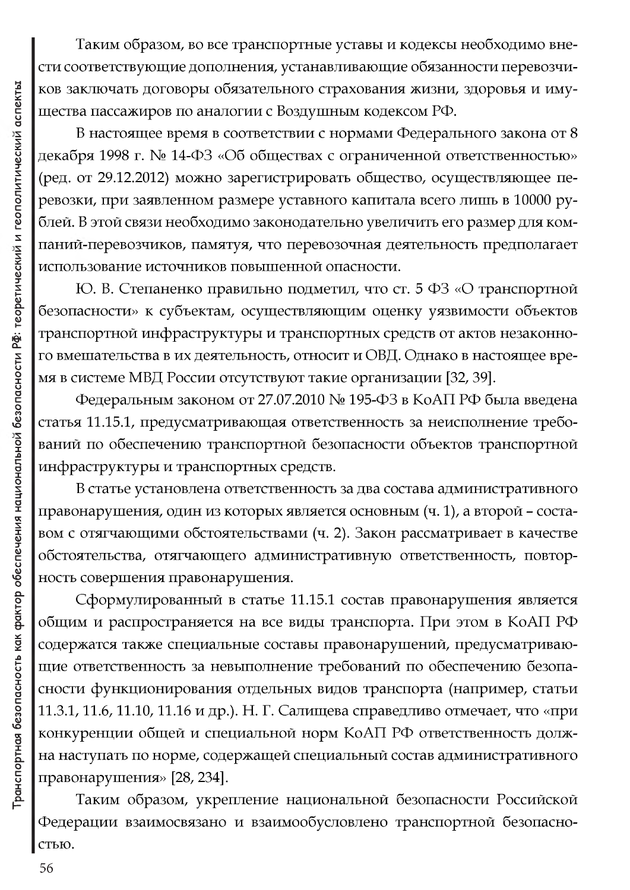Таким образом, во все транспортные уставы и кодексы необходимо внести соответствующие дополнения, устанавливающие обязанности перевозчиков заключать договоры обязательного страхования жизни, здоровья и имущества пассажиров по аналогии с Воздушным кодексом РФ.

В настоящее время в соответствии с нормами Федерального закона от 8 декабря 1998 г. № 14-ФЗ «Об обществах с ограниченной ответственностью» (ред. от 29.12.2012) можно зарегистрировать общество, осуществляющее перевозки, при заявленном размере уставного капитала всего лишь в 10000 рублей. В этой связи необходимо законодательно увеличить его размер для компаний-перевозчиков, памятуя, что перевозочная деятельность предполагает использование источников повышенной опасности.

Ю. В. Степаненко правильно подметил, что ст. 5 ФЗ «О транспортной безопасности» к субъектам, осуществляющим оценку уязвимости объектов транспортной инфраструктуры и транспортных средств от актов незаконного вмешательства в их деятельность, относит и ОВД. Однако в настоящее время в системе МВД России отсутствуют такие организации [32, 39].

Федеральным законом от 27.07.2010 № 195-ФЗ в КоАП РФ была введена статья 11.15.1, предусматривающая ответственность за неисполнение требований по обеспечению транспортной безопасности объектов транспортной инфраструктуры и транспортных средств.

В статье установлена ответственность за два состава административного правонарушения, один из которых является основным (ч. 1), а второй – составом с отягчающими обстоятельствами (ч. 2). Закон рассматривает в качестве обстоятельства, отягчающего административную ответственность, повторность совершения правонарушения.

Сформулированный в статье 11.15.1 состав правонарушения является общим и распространяется на все виды транспорта. При этом в КоАП РФ содержатся также специальные составы правонарушений, предусматривающие ответственность за невыполнение требований по обеспечению безопасности функционирования отдельных видов транспорта (например, статьи 11.3.1, 11.6, 11.10, 11.16 и др.). Н. Г. Салищева справедливо отмечает, что «при конкуренции общей и специальной норм КоАП РФ ответственность должна наступать по норме, содержащей специальный состав административного правонарушения» [28, 234].

Таким образом, укрепление национальной безопасности Российской Федерации взаимосвязано и взаимообусловлено транспортной безопасностью.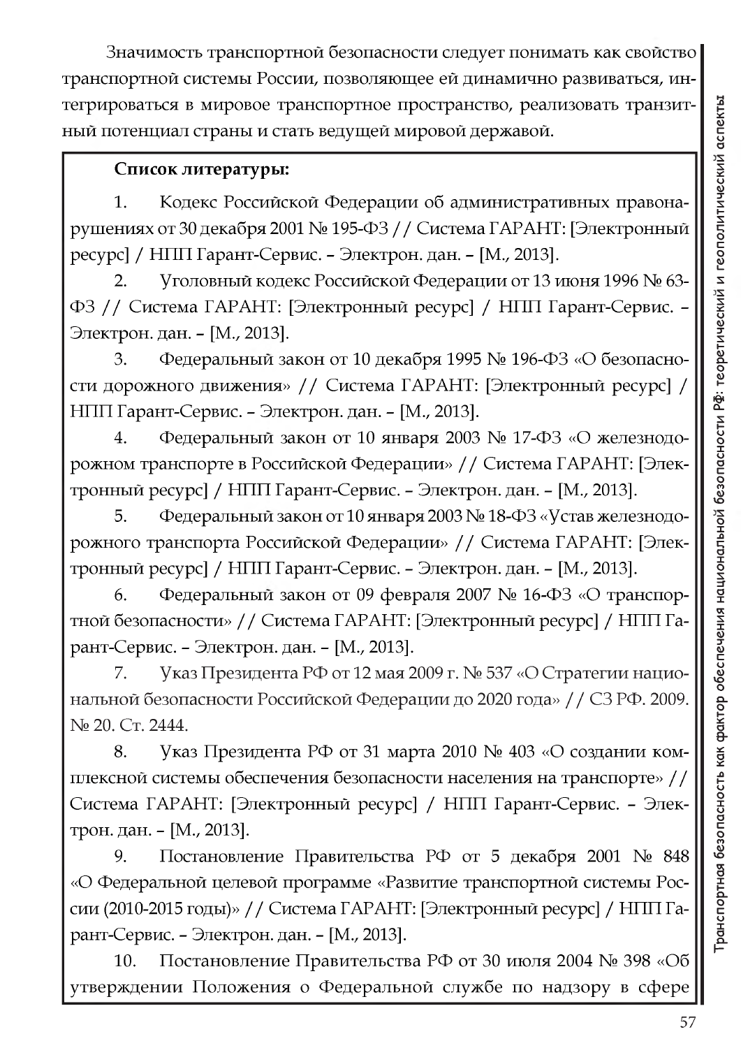Значимость транспортной безопасности следует понимать как свойство транспортной системы России, позволяющее ей динамично развиваться, интегрироваться в мировое транспортное пространство, реализовать транзитный потенциал страны и стать ведущей мировой державой.

**Список литературы:**

1. Кодекс Российской Федерации об административных правонарушениях от 30 декабря 2001 № 195-ФЗ // Система ГАРАНТ: [Электронный ресурс] / НПП Гарант-Сервис. – Электрон. дан. – [М., 2013].
2. Уголовный кодекс Российской Федерации от 13 июня 1996 № 63-ФЗ // Система ГАРАНТ: [Электронный ресурс] / НПП Гарант-Сервис. – Электрон. дан. – [М., 2013].
3. Федеральный закон от 10 декабря 1995 № 196-ФЗ «О безопасности дорожного движения» // Система ГАРАНТ: [Электронный ресурс] / НПП Гарант-Сервис. – Электрон. дан. – [М., 2013].
4. Федеральный закон от 10 января 2003 № 17-ФЗ «О железнодорожном транспорте в Российской Федерации» // Система ГАРАНТ: [Электронный ресурс] / НПП Гарант-Сервис. – Электрон. дан. – [М., 2013].
5. Федеральный закон от 10 января 2003 № 18-ФЗ «Устав железнодорожного транспорта Российской Федерации» // Система ГАРАНТ: [Электронный ресурс] / НПП Гарант-Сервис. – Электрон. дан. – [М., 2013].
6. Федеральный закон от 09 февраля 2007 № 16-ФЗ «О транспортной безопасности» // Система ГАРАНТ: [Электронный ресурс] / НПП Гарант-Сервис. – Электрон. дан. – [М., 2013].
7. Указ Президента РФ от 12 мая 2009 г. № 537 «О Стратегии национальной безопасности Российской Федерации до 2020 года» // СЗ РФ. 2009. № 20. Ст. 2444.
8. Указ Президента РФ от 31 марта 2010 № 403 «О создании комплексной системы обеспечения безопасности населения на транспорте» // Система ГАРАНТ: [Электронный ресурс] / НПП Гарант-Сервис. – Электрон. дан. – [М., 2013].
9. Постановление Правительства РФ от 5 декабря 2001 № 848 «О Федеральной целевой программе «Развитие транспортной системы России (2010-2015 годы)» // Система ГАРАНТ: [Электронный ресурс] / НПП Гарант-Сервис. – Электрон. дан. – [М., 2013].
10. Постановление Правительства РФ от 30 июля 2004 № 398 «Об утверждении Положения о Федеральной службе по надзору в сфере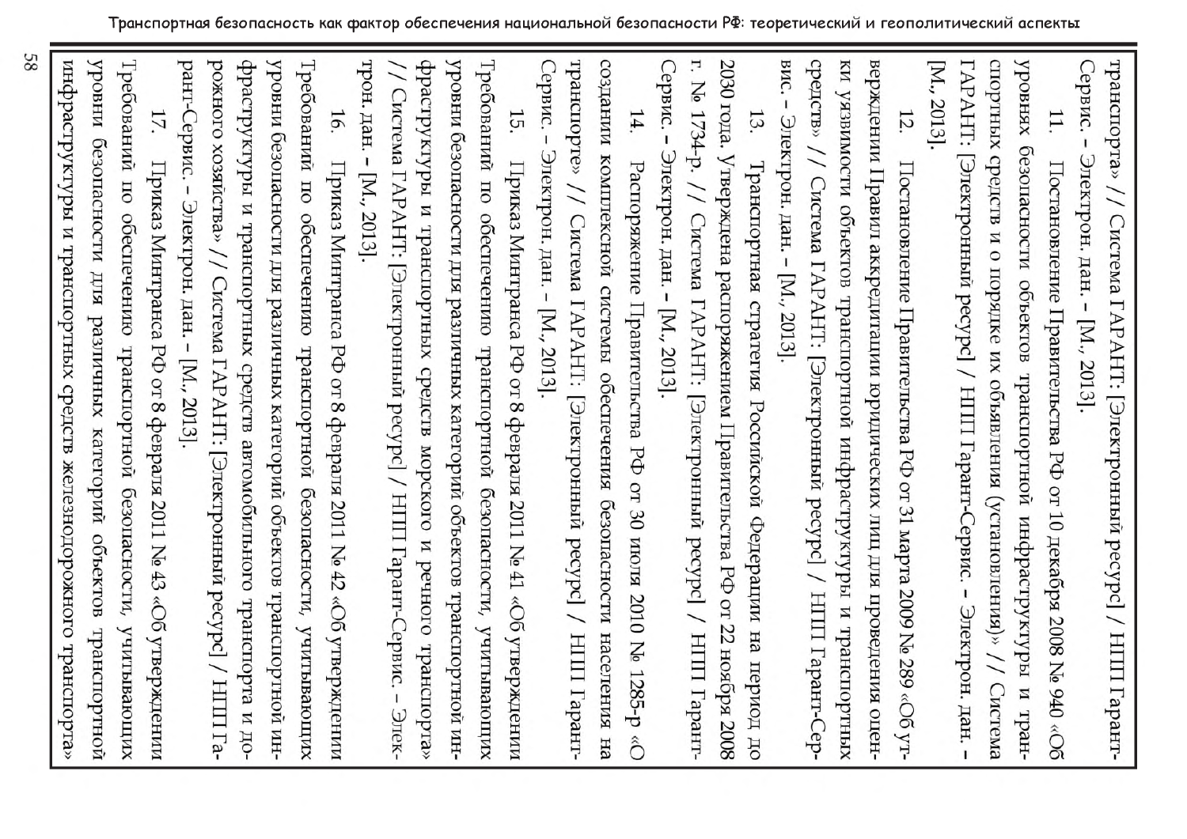транспорта» // Система ГАРАНТ: [Электронный ресурс] / НПП Гарант-Сервис. – Электрон. дан. – [М., 2013].

11. Постановление Правительства РФ от 10 декабря 2008 № 940 «Об уровнях безопасности объектов транспортной инфраструктуры и транспортных средств и о порядке их объявления (установления)» // Система ГАРАНТ: [Электронный ресурс] / НПП Гарант-Сервис. – Электрон. дан. – [М., 2013].

12. Постановление Правительства РФ от 31 марта 2009 № 289 «Об утверждении Правил аккредитации юридических лиц для проведения оценки уязвимости объектов транспортной инфраструктуры и транспортных средств» // Система ГАРАНТ: [Электронный ресурс] / НПП Гарант-Сервис. – Электрон. дан. – [М., 2013].

13. Транспортная стратегия Российской Федерации на период до 2030 года. Утверждена распоряжением Правительства РФ от 22 ноября 2008 г. № 1734-р. // Система ГАРАНТ: [Электронный ресурс] / НПП Гарант-Сервис. – Электрон. дан. – [М., 2013].

14. Распоряжение Правительства РФ от 30 июля 2010 № 1285-р «О создании комплексной системы обеспечения безопасности населения на транспорте» // Система ГАРАНТ: [Электронный ресурс] / НПП Гарант-Сервис. – Электрон. дан. – [М., 2013].

15. Приказ Минтранса РФ от 8 февраля 2011 № 41 «Об утверждении Требований по обеспечению транспортной безопасности, учитывающих уровни безопасности для различных категорий объектов транспортной инфраструктуры и транспортных средств морского и речного транспорта» // Система ГАРАНТ: [Электронный ресурс] / НПП Гарант-Сервис. – Электрон. дан. – [М., 2013].

16. Приказ Минтранса РФ от 8 февраля 2011 № 42 «Об утверждении Требований по обеспечению транспортной безопасности, учитывающих уровни безопасности для различных категорий объектов транспортной инфраструктуры и транспортных средств автомобильного транспорта и дорожного хозяйства» // Система ГАРАНТ: [Электронный ресурс] / НПП Гарант-Сервис. – Электрон. дан. – [М., 2013].

17. Приказ Минтранса РФ от 8 февраля 2011 № 43 «Об утверждении Требований по обеспечению транспортной безопасности, учитывающих уровни безопасности для различных категорий объектов транспортной инфраструктуры и транспортных средств железнодорожного транспорта»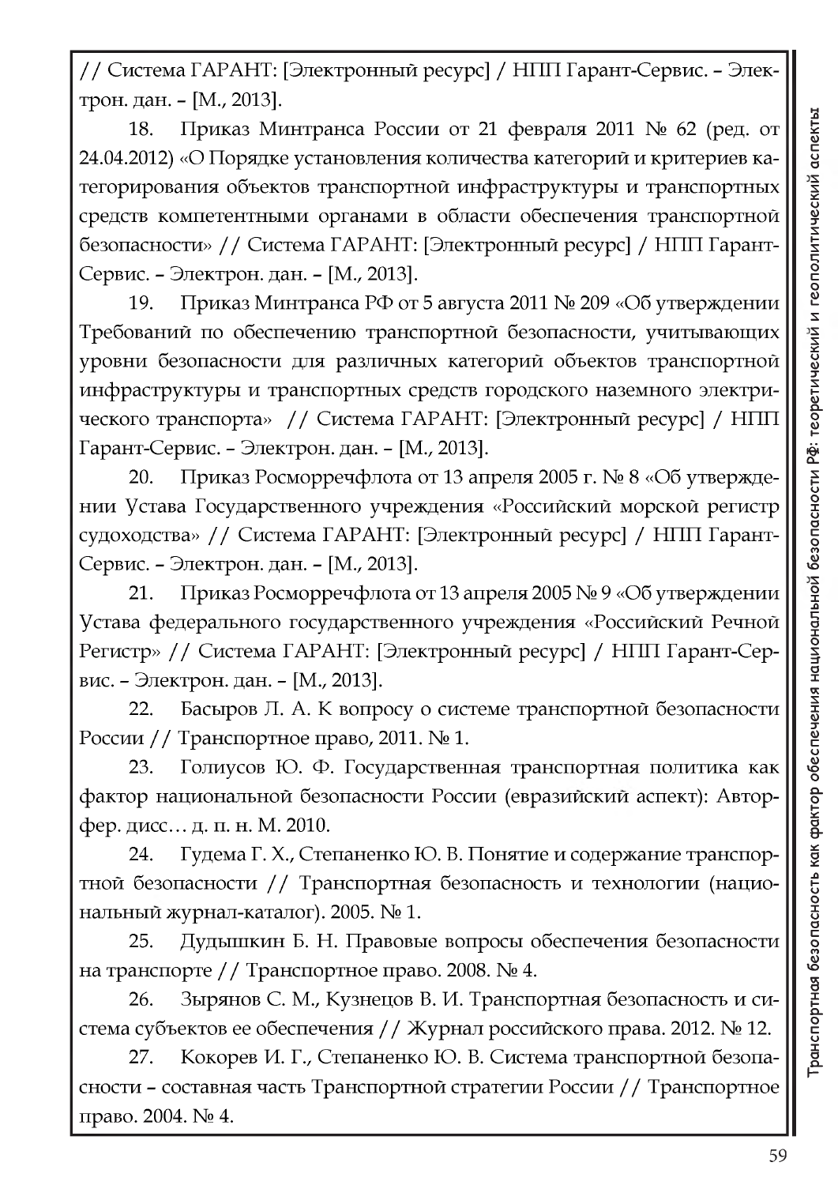// Система ГАРАНТ: [Электронный ресурс] / НПП Гарант-Сервис. – Электрон. дан. – [М., 2013].

18. Приказ Минтранса России от 21 февраля 2011 № 62 (ред. от 24.04.2012) «О Порядке установления количества категорий и критериев категорирования объектов транспортной инфраструктуры и транспортных средств компетентными органами в области обеспечения транспортной безопасности» // Система ГАРАНТ: [Электронный ресурс] / НПП Гарант-Сервис. – Электрон. дан. – [М., 2013].

19. Приказ Минтранса РФ от 5 августа 2011 № 209 «Об утверждении Требований по обеспечению транспортной безопасности, учитывающих уровни безопасности для различных категорий объектов транспортной инфраструктуры и транспортных средств городского наземного электрического транспорта» // Система ГАРАНТ: [Электронный ресурс] / НПП Гарант-Сервис. – Электрон. дан. – [М., 2013].

20. Приказ Росморречфлота от 13 апреля 2005 г. № 8 «Об утверждении Устава Государственного учреждения «Российский морской регистр судоходства» // Система ГАРАНТ: [Электронный ресурс] / НПП Гарант-Сервис. – Электрон. дан. – [М., 2013].

21. Приказ Росморречфлота от 13 апреля 2005 № 9 «Об утверждении Устава федерального государственного учреждения «Российский Речной Регистр» // Система ГАРАНТ: [Электронный ресурс] / НПП Гарант-Сервис. – Электрон. дан. – [М., 2013].

22. Басыров Л. А. К вопросу о системе транспортной безопасности России // Транспортное право, 2011. № 1.

23. Голиусов Ю. Ф. Государственная транспортная политика как фактор национальной безопасности России (евразийский аспект): Авторфер. дисс… д. п. н. М. 2010.

24. Гудема Г. Х., Степаненко Ю. В. Понятие и содержание транспортной безопасности // Транспортная безопасность и технологии (национальный журнал-каталог). 2005. № 1.

25. Дудышкин Б. Н. Правовые вопросы обеспечения безопасности на транспорте // Транспортное право. 2008. № 4.

26. Зырянов С. М., Кузнецов В. И. Транспортная безопасность и система субъектов ее обеспечения // Журнал российского права. 2012. № 12.

27. Кокорев И. Г., Степаненко Ю. В. Система транспортной безопасности – составная часть Транспортной стратегии России // Транспортное право. 2004. № 4.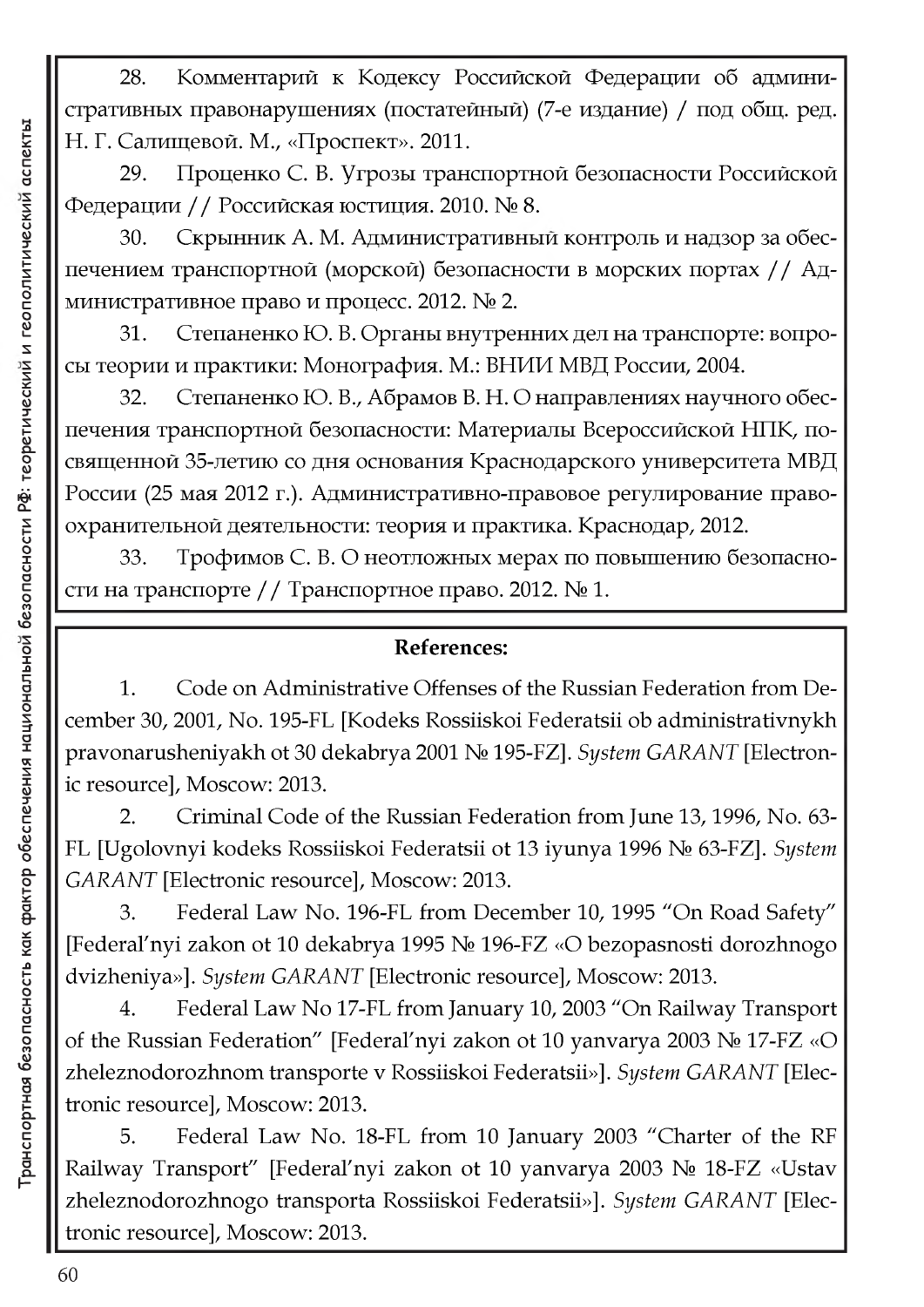28. Комментарий к Кодексу Российской Федерации об административных правонарушениях (постатейный) (7-е издание) / под общ. ред. Н. Г. Салищевой. М., «Проспект». 2011.

29. Проценко С. В. Угрозы транспортной безопасности Российской Федерации // Российская юстиция. 2010. № 8.

30. Скрынник А. М. Административный контроль и надзор за обеспечением транспортной (морской) безопасности в морских портах // Административное право и процесс. 2012. № 2.

31. Степаненко Ю. В. Органы внутренних дел на транспорте: вопросы теории и практики: Монография. М.: ВНИИ МВД России, 2004.

32. Степаненко Ю. В., Абрамов В. Н. О направлениях научного обеспечения транспортной безопасности: Материалы Всероссийской НПК, посвященной 35-летию со дня основания Краснодарского университета МВД России (25 мая 2012 г.). Административно-правовое регулирование правоохранительной деятельности: теория и практика. Краснодар, 2012.

33. Трофимов С. В. О неотложных мерах по повышению безопасности на транспорте // Транспортное право. 2012. № 1.

**References:**

1. Code on Administrative Offenses of the Russian Federation from December 30, 2001, No. 195-FL [Kodeks Rossiiskoi Federatsii ob administrativnykh pravonarusheniyakh ot 30 dekabrya 2001 № 195-FZ]. *System GARANT* [Electronic resource], Moscow: 2013.

2. Criminal Code of the Russian Federation from June 13, 1996, No. 63-FL [Ugolovnyi kodeks Rossiiskoi Federatsii ot 13 iyunya 1996 № 63-FZ]. *System GARANT* [Electronic resource], Moscow: 2013.

3. Federal Law No. 196-FL from December 10, 1995 "On Road Safety" [Federal'nyi zakon ot 10 dekabrya 1995 № 196-FZ «O bezopasnosti dorozhnogo dvizheniya»]. *System GARANT* [Electronic resource], Moscow: 2013.

4. Federal Law No 17-FL from January 10, 2003 "On Railway Transport of the Russian Federation" [Federal'nyi zakon ot 10 yanvarya 2003 № 17-FZ «O zheleznodorozhnom transporte v Rossiiskoi Federatsii»]. *System GARANT* [Electronic resource], Moscow: 2013.

5. Federal Law No. 18-FL from 10 January 2003 "Charter of the RF Railway Transport" [Federal'nyi zakon ot 10 yanvarya 2003 № 18-FZ «Ustav zheleznodorozhnogo transporta Rossiiskoi Federatsii»]. *System GARANT* [Electronic resource], Moscow: 2013.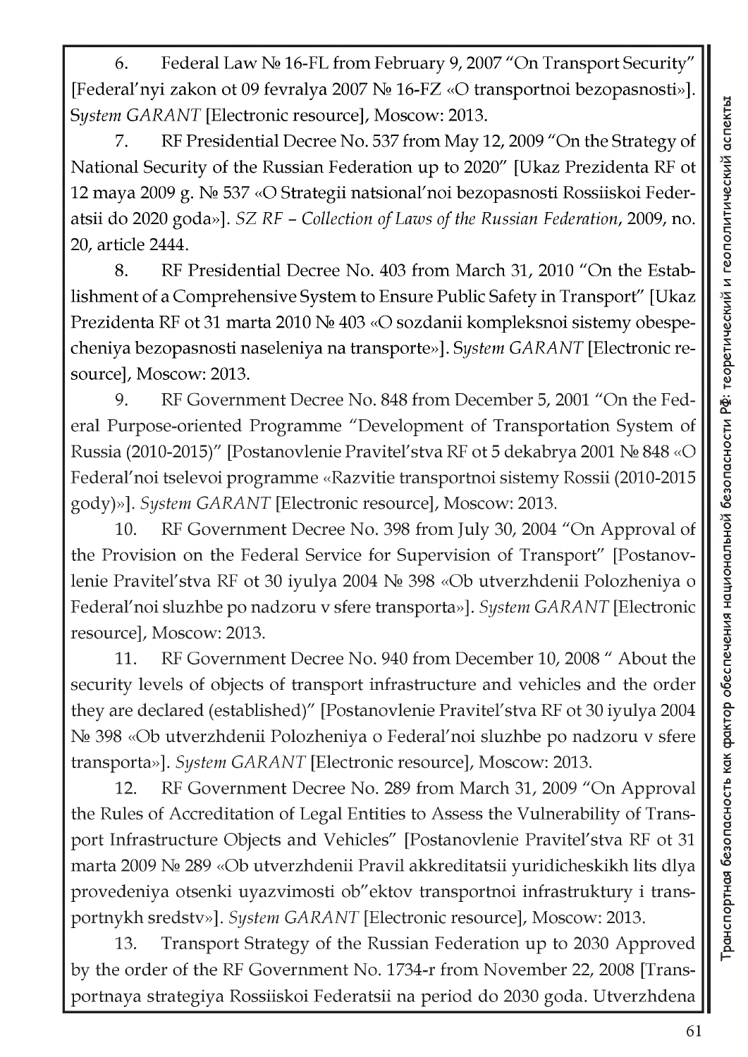6. Federal Law № 16-FL from February 9, 2007 "On Transport Security" [Federal'nyi zakon ot 09 fevralya 2007 № 16-FZ «O transportnoi bezopasnosti»]. *System GARANT* [Electronic resource], Moscow: 2013.

7. RF Presidential Decree No. 537 from May 12, 2009 "On the Strategy of National Security of the Russian Federation up to 2020" [Ukaz Prezidenta RF ot 12 maya 2009 g. № 537 «O Strategii natsional'noi bezopasnosti Rossiiskoi Federatsii do 2020 goda»]. *SZ RF – Collection of Laws of the Russian Federation*, 2009, no. 20, article 2444.

8. RF Presidential Decree No. 403 from March 31, 2010 "On the Establishment of a Comprehensive System to Ensure Public Safety in Transport" [Ukaz Prezidenta RF ot 31 marta 2010 № 403 «O sozdanii kompleksnoi sistemy obespecheniya bezopasnosti naseleniya na transporte»]. *System GARANT* [Electronic resource], Moscow: 2013.

9. RF Government Decree No. 848 from December 5, 2001 "On the Federal Purpose-oriented Programme "Development of Transportation System of Russia (2010-2015)" [Postanovlenie Pravitel'stva RF ot 5 dekabrya 2001 № 848 «O Federal'noi tselevoi programme «Razvitie transportnoi sistemy Rossii (2010-2015 gody)»]. *System GARANT* [Electronic resource], Moscow: 2013.

10. RF Government Decree No. 398 from July 30, 2004 "On Approval of the Provision on the Federal Service for Supervision of Transport" [Postanovlenie Pravitel'stva RF ot 30 iyulya 2004 № 398 «Ob utverzhdenii Polozheniya o Federal'noi sluzhbe po nadzoru v sfere transporta»]. *System GARANT* [Electronic resource], Moscow: 2013.

11. RF Government Decree No. 940 from December 10, 2008 " About the security levels of objects of transport infrastructure and vehicles and the order they are declared (established)" [Postanovlenie Pravitel'stva RF ot 30 iyulya 2004 № 398 «Ob utverzhdenii Polozheniya o Federal'noi sluzhbe po nadzoru v sfere transporta»]. *System GARANT* [Electronic resource], Moscow: 2013.

12. RF Government Decree No. 289 from March 31, 2009 "On Approval the Rules of Accreditation of Legal Entities to Assess the Vulnerability of Transport Infrastructure Objects and Vehicles" [Postanovlenie Pravitel'stva RF ot 31 marta 2009 № 289 «Ob utverzhdenii Pravil akkreditatsii yuridicheskikh lits dlya provedeniya otsenki uyazvimosti ob"ektov transportnoi infrastruktury i transportnykh sredstv»]. *System GARANT* [Electronic resource], Moscow: 2013.

13. Transport Strategy of the Russian Federation up to 2030 Approved by the order of the RF Government No. 1734-r from November 22, 2008 [Transportnaya strategiya Rossiiskoi Federatsii na period do 2030 goda. Utverzhdena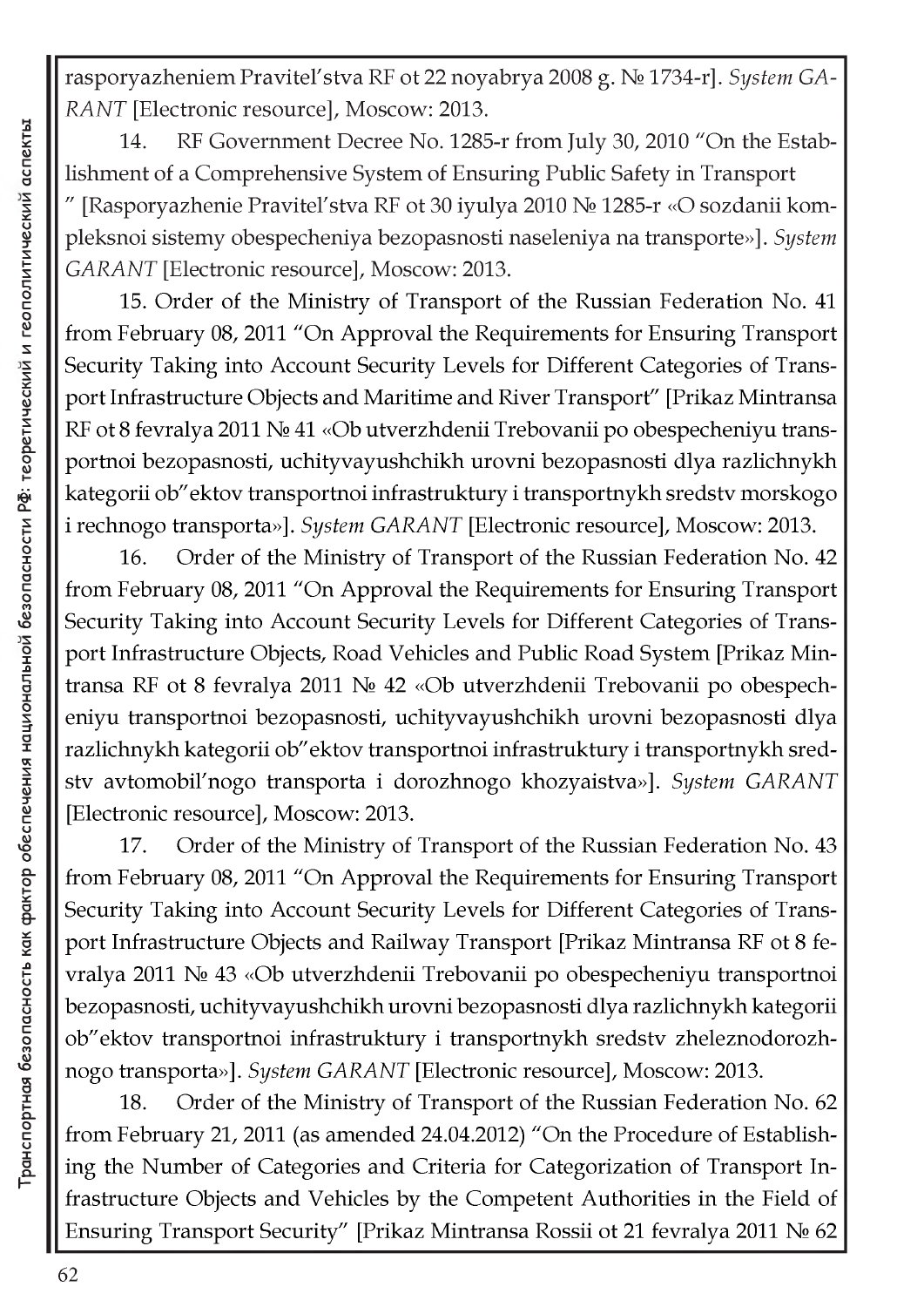rasporyazheniem Pravitel'stva RF ot 22 noyabrya 2008 g. № 1734-r]. *System GARANT* [Electronic resource], Moscow: 2013.

14. RF Government Decree No. 1285-r from July 30, 2010 "On the Establishment of a Comprehensive System of Ensuring Public Safety in Transport " [Rasporyazhenie Pravitel'stva RF ot 30 iyulya 2010 № 1285-r «O sozdanii kompleksnoi sistemy obespecheniya bezopasnosti naseleniya na transporte»]. *System GARANT* [Electronic resource], Moscow: 2013.

15. Order of the Ministry of Transport of the Russian Federation No. 41 from February 08, 2011 "On Approval the Requirements for Ensuring Transport Security Taking into Account Security Levels for Different Categories of Transport Infrastructure Objects and Maritime and River Transport" [Prikaz Mintransa RF ot 8 fevralya 2011 № 41 «Ob utverzhdenii Trebovanii po obespecheniyu transportnoi bezopasnosti, uchityvayushchikh urovni bezopasnosti dlya razlichnykh kategorii ob"ektov transportnoi infrastruktury i transportnykh sredstv morskogo i rechnogo transporta»]. *System GARANT* [Electronic resource], Moscow: 2013.

16. Order of the Ministry of Transport of the Russian Federation No. 42 from February 08, 2011 "On Approval the Requirements for Ensuring Transport Security Taking into Account Security Levels for Different Categories of Transport Infrastructure Objects, Road Vehicles and Public Road System [Prikaz Mintransa RF ot 8 fevralya 2011 № 42 «Ob utverzhdenii Trebovanii po obespecheniyu transportnoi bezopasnosti, uchityvayushchikh urovni bezopasnosti dlya razlichnykh kategorii ob"ektov transportnoi infrastruktury i transportnykh sredstv avtomobil'nogo transporta i dorozhnogo khozyaistva»]. *System GARANT* [Electronic resource], Moscow: 2013.

17. Order of the Ministry of Transport of the Russian Federation No. 43 from February 08, 2011 "On Approval the Requirements for Ensuring Transport Security Taking into Account Security Levels for Different Categories of Transport Infrastructure Objects and Railway Transport [Prikaz Mintransa RF ot 8 fevralya 2011 № 43 «Ob utverzhdenii Trebovanii po obespecheniyu transportnoi bezopasnosti, uchityvayushchikh urovni bezopasnosti dlya razlichnykh kategorii ob"ektov transportnoi infrastruktury i transportnykh sredstv zheleznodorozhnogo transporta»]. *System GARANT* [Electronic resource], Moscow: 2013.

18. Order of the Ministry of Transport of the Russian Federation No. 62 from February 21, 2011 (as amended 24.04.2012) "On the Procedure of Establishing the Number of Categories and Criteria for Categorization of Transport Infrastructure Objects and Vehicles by the Competent Authorities in the Field of Ensuring Transport Security" [Prikaz Mintransa Rossii ot 21 fevralya 2011 № 62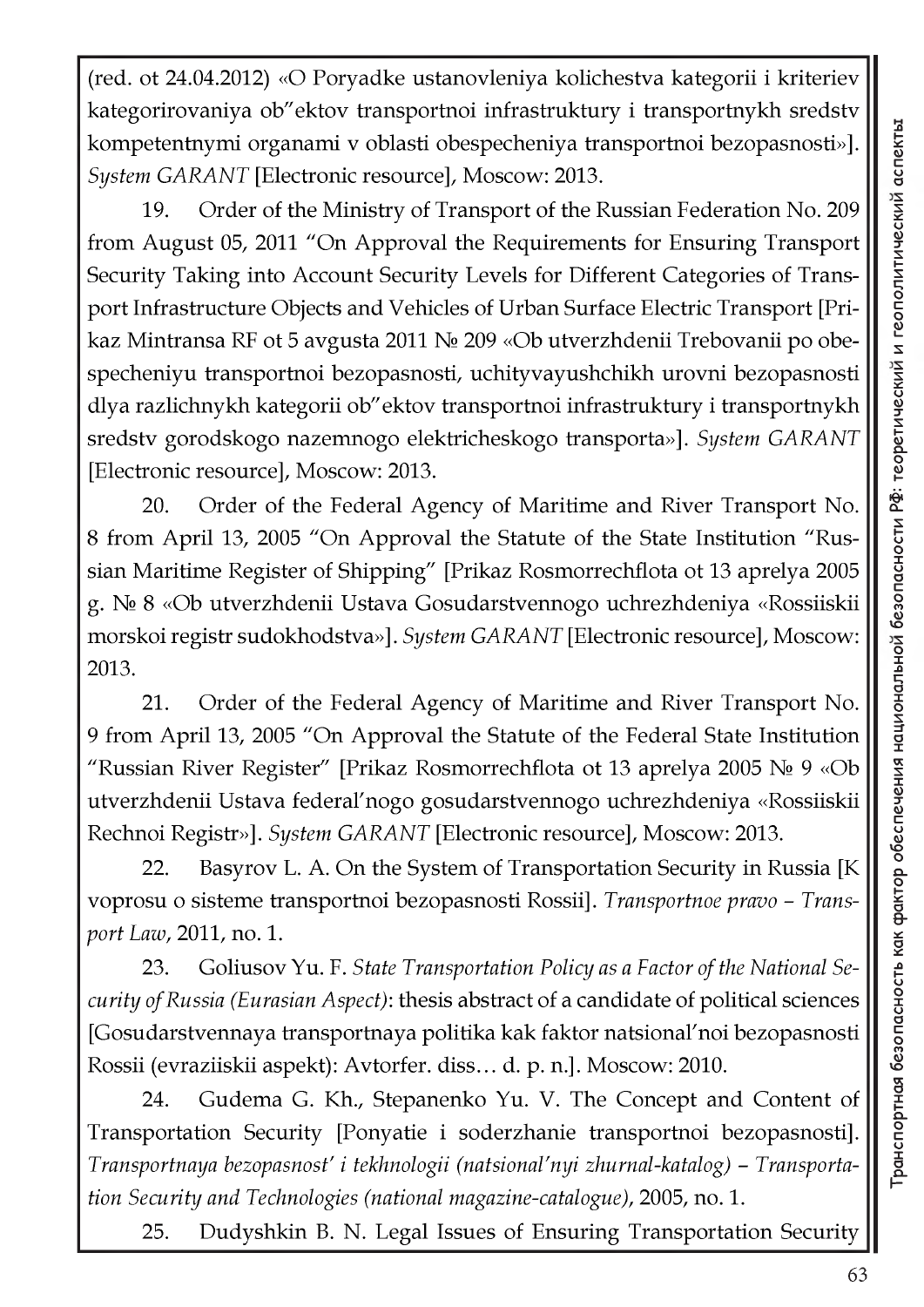(red. ot 24.04.2012) «O Poryadke ustanovleniya kolichestva kategorii i kriteriev kategorirovaniya ob"ektov transportnoi infrastruktury i transportnykh sredstv kompetentnymi organami v oblasti obespecheniya transportnoi bezopasnosti»]. *System GARANT* [Electronic resource], Moscow: 2013.

19. Order of the Ministry of Transport of the Russian Federation No. 209 from August 05, 2011 "On Approval the Requirements for Ensuring Transport Security Taking into Account Security Levels for Different Categories of Transport Infrastructure Objects and Vehicles of Urban Surface Electric Transport [Prikaz Mintransa RF ot 5 avgusta 2011 № 209 «Ob utverzhdenii Trebovanii po obespecheniyu transportnoi bezopasnosti, uchityvayushchikh urovni bezopasnosti dlya razlichnykh kategorii ob"ektov transportnoi infrastruktury i transportnykh sredstv gorodskogo nazemnogo elektricheskogo transporta»]. *System GARANT* [Electronic resource], Moscow: 2013.

20. Order of the Federal Agency of Maritime and River Transport No. 8 from April 13, 2005 "On Approval the Statute of the State Institution "Russian Maritime Register of Shipping" [Prikaz Rosmorrechflota ot 13 aprelya 2005 g. № 8 «Ob utverzhdenii Ustava Gosudarstvennogo uchrezhdeniya «Rossiiskii morskoi registr sudokhodstva»]. *System GARANT* [Electronic resource], Moscow: 2013.

21. Order of the Federal Agency of Maritime and River Transport No. 9 from April 13, 2005 "On Approval the Statute of the Federal State Institution "Russian River Register" [Prikaz Rosmorrechflota ot 13 aprelya 2005 № 9 «Ob utverzhdenii Ustava federal'nogo gosudarstvennogo uchrezhdeniya «Rossiiskii Rechnoi Registr»]. *System GARANT* [Electronic resource], Moscow: 2013.

22. Basyrov L. A. On the System of Transportation Security in Russia [K voprosu o sisteme transportnoi bezopasnosti Rossii]. *Transportnoe pravo – Transport Law*, 2011, no. 1.

23. Goliusov Yu. F. *State Transportation Policy as a Factor of the National Security of Russia (Eurasian Aspect)*: thesis abstract of a candidate of political sciences [Gosudarstvennaya transportnaya politika kak faktor natsional'noi bezopasnosti Rossii (evraziiskii aspekt): Avtorfer. diss… d. p. n.]. Moscow: 2010.

24. Gudema G. Kh., Stepanenko Yu. V. The Concept and Content of Transportation Security [Ponyatie i soderzhanie transportnoi bezopasnosti]. *Transportnaya bezopasnost' i tekhnologii (natsional'nyi zhurnal-katalog) – Transportation Security and Technologies (national magazine-catalogue)*, 2005, no. 1.

25. Dudyshkin B. N. Legal Issues of Ensuring Transportation Security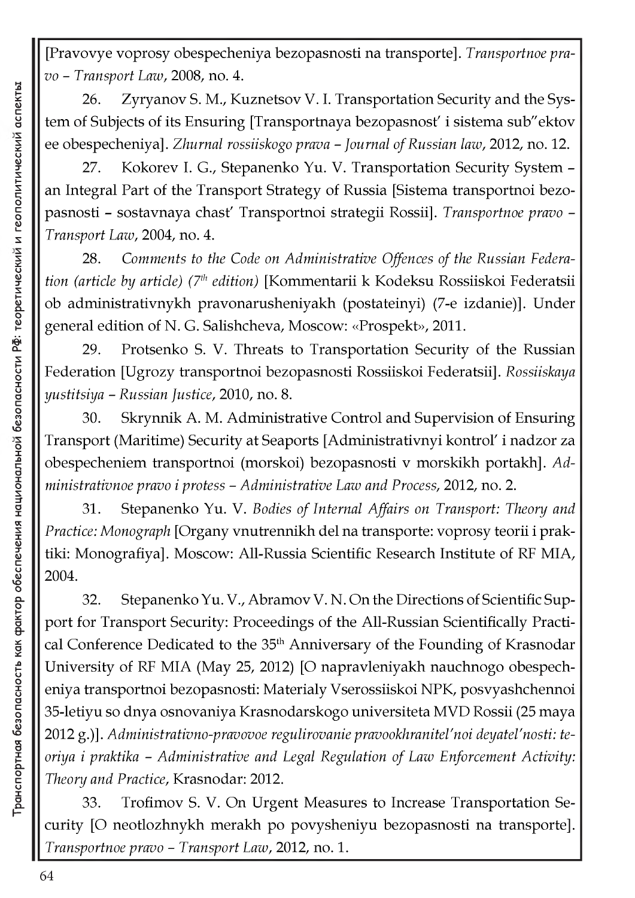[Pravovye voprosy obespecheniya bezopasnosti na transporte]. *Transportnoe pravo – Transport Law*, 2008, no. 4.

26. Zyryanov S. M., Kuznetsov V. I. Transportation Security and the System of Subjects of its Ensuring [Transportnaya bezopasnost' i sistema sub"ektov ee obespecheniya]. *Zhurnal rossiiskogo prava – Journal of Russian law*, 2012, no. 12.

27. Kokorev I. G., Stepanenko Yu. V. Transportation Security System – an Integral Part of the Transport Strategy of Russia [Sistema transportnoi bezopasnosti – sostavnaya chast' Transportnoi strategii Rossii]. *Transportnoe pravo – Transport Law*, 2004, no. 4.

28. *Comments to the Code on Administrative Offences of the Russian Federation (article by article) (7th edition)* [Kommentarii k Kodeksu Rossiiskoi Federatsii ob administrativnykh pravonarusheniyakh (postateinyi) (7-e izdanie)]. Under general edition of N. G. Salishcheva, Moscow: «Prospekt», 2011.

29. Protsenko S. V. Threats to Transportation Security of the Russian Federation [Ugrozy transportnoi bezopasnosti Rossiiskoi Federatsii]. *Rossiiskaya yustitsiya – Russian Justice*, 2010, no. 8.

30. Skrynnik A. M. Administrative Control and Supervision of Ensuring Transport (Maritime) Security at Seaports [Administrativnyi kontrol' i nadzor za obespecheniem transportnoi (morskoi) bezopasnosti v morskikh portakh]. *Administrativnoe pravo i protess – Administrative Law and Process*, 2012, no. 2.

31. Stepanenko Yu. V. *Bodies of Internal Affairs on Transport: Theory and Practice: Monograph* [Organy vnutrennikh del na transporte: voprosy teorii i praktiki: Monografiya]. Moscow: All-Russia Scientific Research Institute of RF MIA, 2004.

32. Stepanenko Yu. V., Abramov V. N. On the Directions of Scientific Support for Transport Security: Proceedings of the All-Russian Scientifically Practical Conference Dedicated to the 35th Anniversary of the Founding of Krasnodar University of RF MIA (May 25, 2012) [O napravleniyakh nauchnogo obespecheniya transportnoi bezopasnosti: Materialy Vserossiiskoi NPK, posvyashchennoi 35-letiyu so dnya osnovaniya Krasnodarskogo universiteta MVD Rossii (25 maya 2012 g.)]. *Administrativno-pravovoe regulirovanie pravookhranitel'noi deyatel'nosti: teoriya i praktika – Administrative and Legal Regulation of Law Enforcement Activity: Theory and Practice*, Krasnodar: 2012.

33. Trofimov S. V. On Urgent Measures to Increase Transportation Security [O neotlozhnykh merakh po povysheniyu bezopasnosti na transporte]. *Transportnoe pravo – Transport Law*, 2012, no. 1.